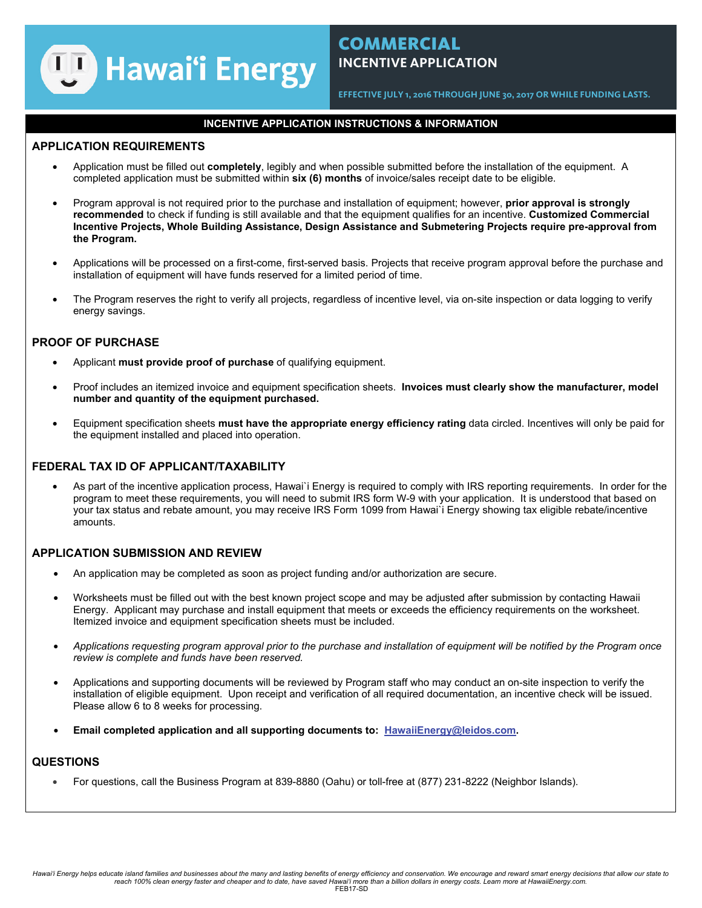# Hawai'i Energy

## COMMERCIAL INCENTIVE APPLICATION

EFFECTIVE JULY 1, 2016 THROUGH JUNE 30, 2017 OR WHILE FUNDING LASTS.

**INCENTIVE APPLICATION INSTRUCTIONS & INFORMATION**

### APPLICATION REQUIREMENTS

- Application must be filled out **completely**, legibly and when possible submitted before the installation of the equipment. A completed application must be submitted within **six (6) months** of invoice/sales receipt date to be eligible.
- Program approval is not required prior to the purchase and installation of equipment; however, **prior approval is strongly recommended** to check if funding is still available and that the equipment qualifies for an incentive. **Customized Commercial Incentive Projects, Whole Building Assistance, Design Assistance and Submetering Projects require pre-approval from the Program.**
- Applications will be processed on a first-come, first-served basis. Projects that receive program approval before the purchase and installation of equipment will have funds reserved for a limited period of time.
- The Program reserves the right to verify all projects, regardless of incentive level, via on-site inspection or data logging to verify energy savings.

### PROOF OF PURCHASE

- Applicant **must provide proof of purchase** of qualifying equipment.
- Proof includes an itemized invoice and equipment specification sheets. **Invoices must clearly show the manufacturer, model number and quantity of the equipment purchased.**
- Equipment specification sheets **must have the appropriate energy efficiency rating** data circled. Incentives will only be paid for the equipment installed and placed into operation.

### FEDERAL TAX ID OF APPLICANT/TAXABILITY

- As part of the incentive application process, Hawai`i Energy is required to comply with IRS reporting requirements. In order for the program to meet these requirements, you will need to submit IRS form W-9 with your application. It is understood that based on your tax status and rebate amount, you may receive IRS Form 1099 from Hawai`i Energy showing tax eligible rebate/incentive amounts.

### APPLICATION SUBMISSION AND REVIEW

- An application may be completed as soon as project funding and/or authorization are secure.
- Worksheets must be filled out with the best known project scope and may be adjusted after submission by contacting Hawaii Energy. Applicant may purchase and install equipment that meets or exceeds the efficiency requirements on the worksheet. Itemized invoice and equipment specification sheets must be included.
- *Applications requesting program approval prior to the purchase and installation of equipment will be notified by the Program once review is complete and funds have been reserved.*
- Applications and supporting documents will be reviewed by Program staff who may conduct an on-site inspection to verify the installation of eligible equipment. Upon receipt and verification of all required documentation, an incentive check will be issued. Please allow 6 to 8 weeks for processing.
- **Email completed application and all supporting documents to: HawaiiEnergy@leidos.com.**

### QUESTIONS

- For questions, call the Business Program at 839-8880 (Oahu) or toll-free at (877) 231-8222 (Neighbor Islands).

*Hawai'i Energy helps educate island families and businesses about the many and lasting benefits of energy efficiency and conservation. We encourage and reward smart energy decisions that allow our state to reach 100% clean energy faster and cheaper and to date, have saved Hawai'i more than a billion dollars in energy costs. Learn more at HawaiiEnergy.com.*

FEB17-SD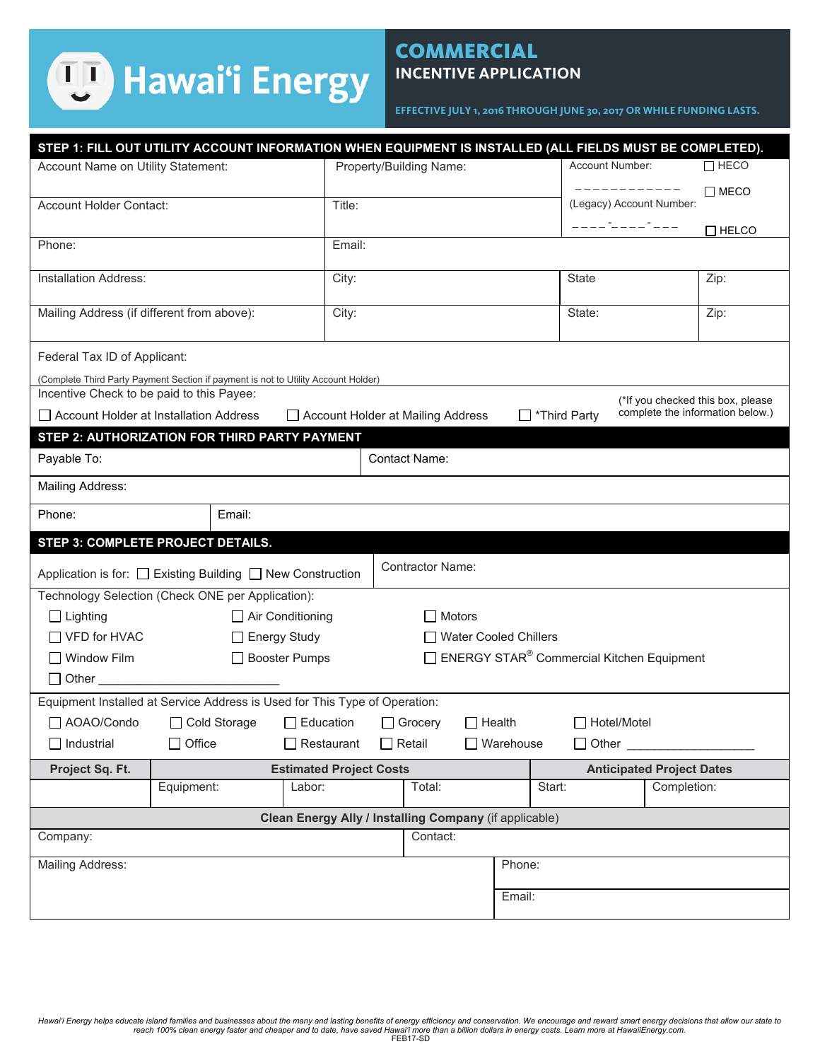# Hawaiʻi Energy

## COMMERCIAL INCENTIVE APPLICATION

**EFFECTIVE JULY 1, 2016 THROUGH JUNE 30, 2017 OR WHILE FUNDING LASTS.**

### STEP 1: FILL OUT UTILITY ACCOUNT INFORMATION WHEN EQUIPMENT IS INSTALLED (ALL FIELDS MUST BE COMPLETED).

| | | | |
|---|---|---|---|
| Account Name on Utility Statement: | Property/Building Name: | Account Number: \_ \_ \_ \_ \_ \_ \_ \_ \_ \_ \_ \_ | ☐ HECO ☐ MECO |
| Account Holder Contact: | Title: | (Legacy) Account Number: \_ \_ \_ \_ - \_ \_ \_ \_ - \_ \_ \_ | ☐ HELCO |
| Phone: | Email: | | |
| Installation Address: | City: | State | Zip: |
| Mailing Address (if different from above): | City: | State: | Zip: |

Federal Tax ID of Applicant:

(Complete Third Party Payment Section if payment is not to Utility Account Holder)

Incentive Check to be paid to this Payee:

☐ Account Holder at Installation Address ☐ Account Holder at Mailing Address ☐ *Third Party (*If you checked this box, please complete the information below.)

### STEP 2: AUTHORIZATION FOR THIRD PARTY PAYMENT

| | |
|---|---|
| Payable To: | Contact Name: |
| Mailing Address: | |
| Phone: | Email: |

### STEP 3: COMPLETE PROJECT DETAILS.

Application is for: ☐ Existing Building ☐ New Construction

Contractor Name:

Technology Selection (Check ONE per Application):

☐ Lighting ☐ Air Conditioning ☐ Motors
☐ VFD for HVAC ☐ Energy Study ☐ Water Cooled Chillers
☐ Window Film ☐ Booster Pumps ☐ ENERGY STAR® Commercial Kitchen Equipment
☐ Other \_\_\_\_\_\_\_\_\_\_\_\_\_\_\_\_\_\_\_\_\_\_\_\_\_\_\_\_

Equipment Installed at Service Address is Used for This Type of Operation:

☐ AOAO/Condo ☐ Cold Storage ☐ Education ☐ Grocery ☐ Health ☐ Hotel/Motel
☐ Industrial ☐ Office ☐ Restaurant ☐ Retail ☐ Warehouse ☐ Other \_\_\_\_\_\_\_\_\_\_\_\_\_\_\_\_\_\_\_\_

| Project Sq. Ft. | Estimated Project Costs | | | Anticipated Project Dates | |
|---|---|---|---|---|---|
| | Equipment: | Labor: | Total: | Start: | Completion: |

**Clean Energy Ally / Installing Company** (if applicable)

| | | |
|---|---|---|
| Company: | Contact: | |
| Mailing Address: | | Phone: |
| | | Email: |

*Hawaiʻi Energy helps educate island families and businesses about the many and lasting benefits of energy efficiency and conservation. We encourage and reward smart energy decisions that allow our state to reach 100% clean energy faster and cheaper and to date, have saved Hawaiʻi more than a billion dollars in energy costs. Learn more at HawaiiEnergy.com.*

FEB17-SD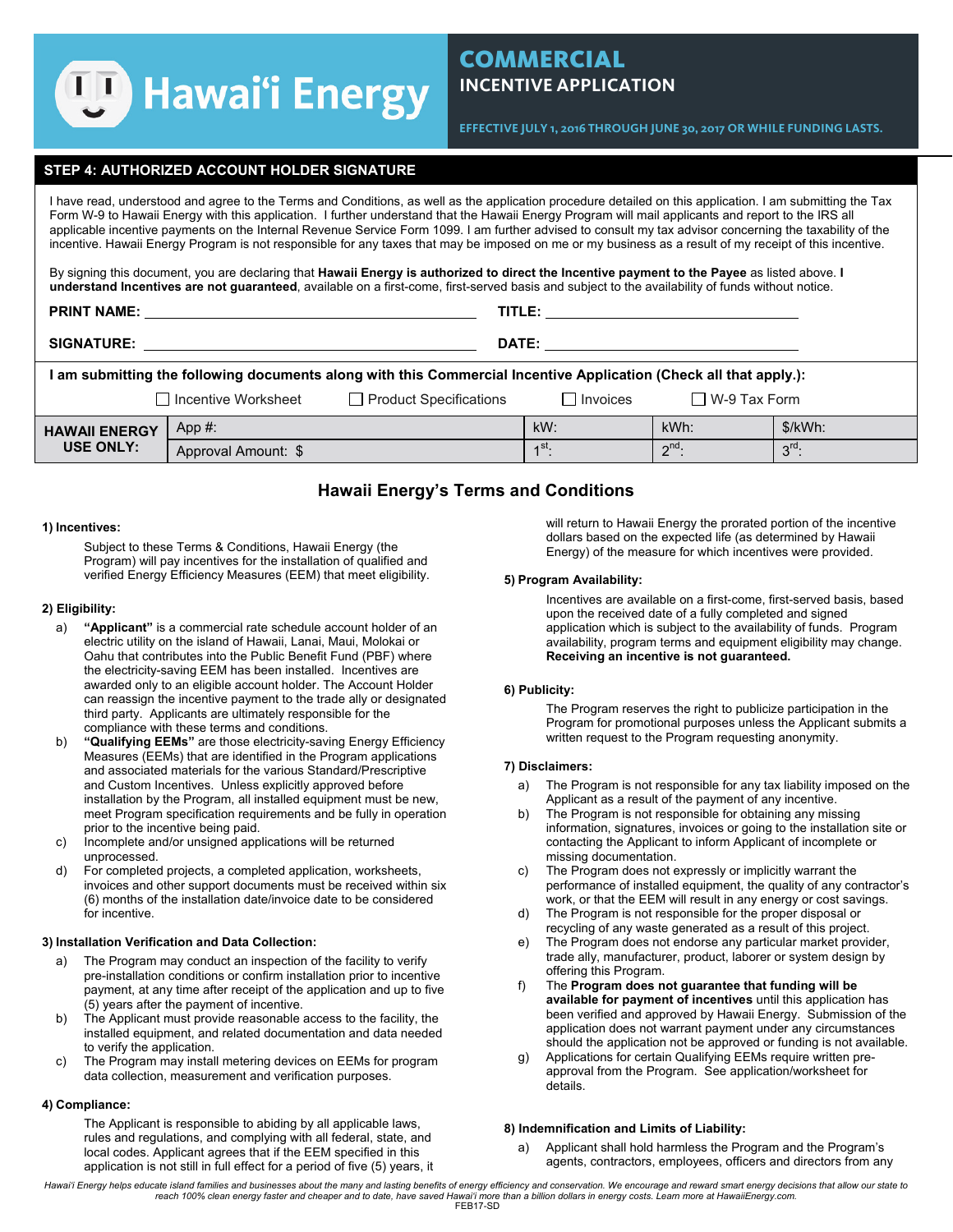# Hawaiʻi Energy

## COMMERCIAL INCENTIVE APPLICATION

EFFECTIVE JULY 1, 2016 THROUGH JUNE 30, 2017 OR WHILE FUNDING LASTS.

### STEP 4: AUTHORIZED ACCOUNT HOLDER SIGNATURE

I have read, understood and agree to the Terms and Conditions, as well as the application procedure detailed on this application. I am submitting the Tax Form W-9 to Hawaii Energy with this application. I further understand that the Hawaii Energy Program will mail applicants and report to the IRS all applicable incentive payments on the Internal Revenue Service Form 1099. I am further advised to consult my tax advisor concerning the taxability of the incentive. Hawaii Energy Program is not responsible for any taxes that may be imposed on me or my business as a result of my receipt of this incentive.

By signing this document, you are declaring that **Hawaii Energy is authorized to direct the Incentive payment to the Payee** as listed above. **I understand Incentives are not guaranteed**, available on a first-come, first-served basis and subject to the availability of funds without notice.

**PRINT NAME:** ______________________ **TITLE:** ______________________

**SIGNATURE:** ______________________ **DATE:** ______________________

**I am submitting the following documents along with this Commercial Incentive Application (Check all that apply.):**

☐ Incentive Worksheet ☐ Product Specifications ☐ Invoices ☐ W-9 Tax Form

| HAWAII ENERGY USE ONLY: | App #: | kW: | kWh: | $/kWh: |
|---|---|---|---|---|
| | Approval Amount: $ | 1st: | 2nd: | 3rd: |

## Hawaii Energy's Terms and Conditions

**1) Incentives:**

Subject to these Terms & Conditions, Hawaii Energy (the Program) will pay incentives for the installation of qualified and verified Energy Efficiency Measures (EEM) that meet eligibility.

**2) Eligibility:**

a) **"Applicant"** is a commercial rate schedule account holder of an electric utility on the island of Hawaii, Lanai, Maui, Molokai or Oahu that contributes into the Public Benefit Fund (PBF) where the electricity-saving EEM has been installed. Incentives are awarded only to an eligible account holder. The Account Holder can reassign the incentive payment to the trade ally or designated third party. Applicants are ultimately responsible for the compliance with these terms and conditions.

b) **"Qualifying EEMs"** are those electricity-saving Energy Efficiency Measures (EEMs) that are identified in the Program applications and associated materials for the various Standard/Prescriptive and Custom Incentives. Unless explicitly approved before installation by the Program, all installed equipment must be new, meet Program specification requirements and be fully in operation prior to the incentive being paid.

c) Incomplete and/or unsigned applications will be returned unprocessed.

d) For completed projects, a completed application, worksheets, invoices and other support documents must be received within six (6) months of the installation date/invoice date to be considered for incentive.

**3) Installation Verification and Data Collection:**

a) The Program may conduct an inspection of the facility to verify pre-installation conditions or confirm installation prior to incentive payment, at any time after receipt of the application and up to five (5) years after the payment of incentive.

b) The Applicant must provide reasonable access to the facility, the installed equipment, and related documentation and data needed to verify the application.

c) The Program may install metering devices on EEMs for program data collection, measurement and verification purposes.

**4) Compliance:**

The Applicant is responsible to abiding by all applicable laws, rules and regulations, and complying with all federal, state, and local codes. Applicant agrees that if the EEM specified in this application is not still in full effect for a period of five (5) years, it will return to Hawaii Energy the prorated portion of the incentive dollars based on the expected life (as determined by Hawaii Energy) of the measure for which incentives were provided.

**5) Program Availability:**

Incentives are available on a first-come, first-served basis, based upon the received date of a fully completed and signed application which is subject to the availability of funds. Program availability, program terms and equipment eligibility may change. **Receiving an incentive is not guaranteed.**

**6) Publicity:**

The Program reserves the right to publicize participation in the Program for promotional purposes unless the Applicant submits a written request to the Program requesting anonymity.

**7) Disclaimers:**

a) The Program is not responsible for any tax liability imposed on the Applicant as a result of the payment of any incentive.

b) The Program is not responsible for obtaining any missing information, signatures, invoices or going to the installation site or contacting the Applicant to inform Applicant of incomplete or missing documentation.

c) The Program does not expressly or implicitly warrant the performance of installed equipment, the quality of any contractor's work, or that the EEM will result in any energy or cost savings.

d) The Program is not responsible for the proper disposal or recycling of any waste generated as a result of this project.

e) The Program does not endorse any particular market provider, trade ally, manufacturer, product, laborer or system design by offering this Program.

f) The **Program does not guarantee that funding will be available for payment of incentives** until this application has been verified and approved by Hawaii Energy. Submission of the application does not warrant payment under any circumstances should the application not be approved or funding is not available.

g) Applications for certain Qualifying EEMs require written pre-approval from the Program. See application/worksheet for details.

**8) Indemnification and Limits of Liability:**

a) Applicant shall hold harmless the Program and the Program's agents, contractors, employees, officers and directors from any

*Hawaiʻi Energy helps educate island families and businesses about the many and lasting benefits of energy efficiency and conservation. We encourage and reward smart energy decisions that allow our state to reach 100% clean energy faster and cheaper and to date, have saved Hawaiʻi more than a billion dollars in energy costs. Learn more at HawaiiEnergy.com.*

FEB17-SD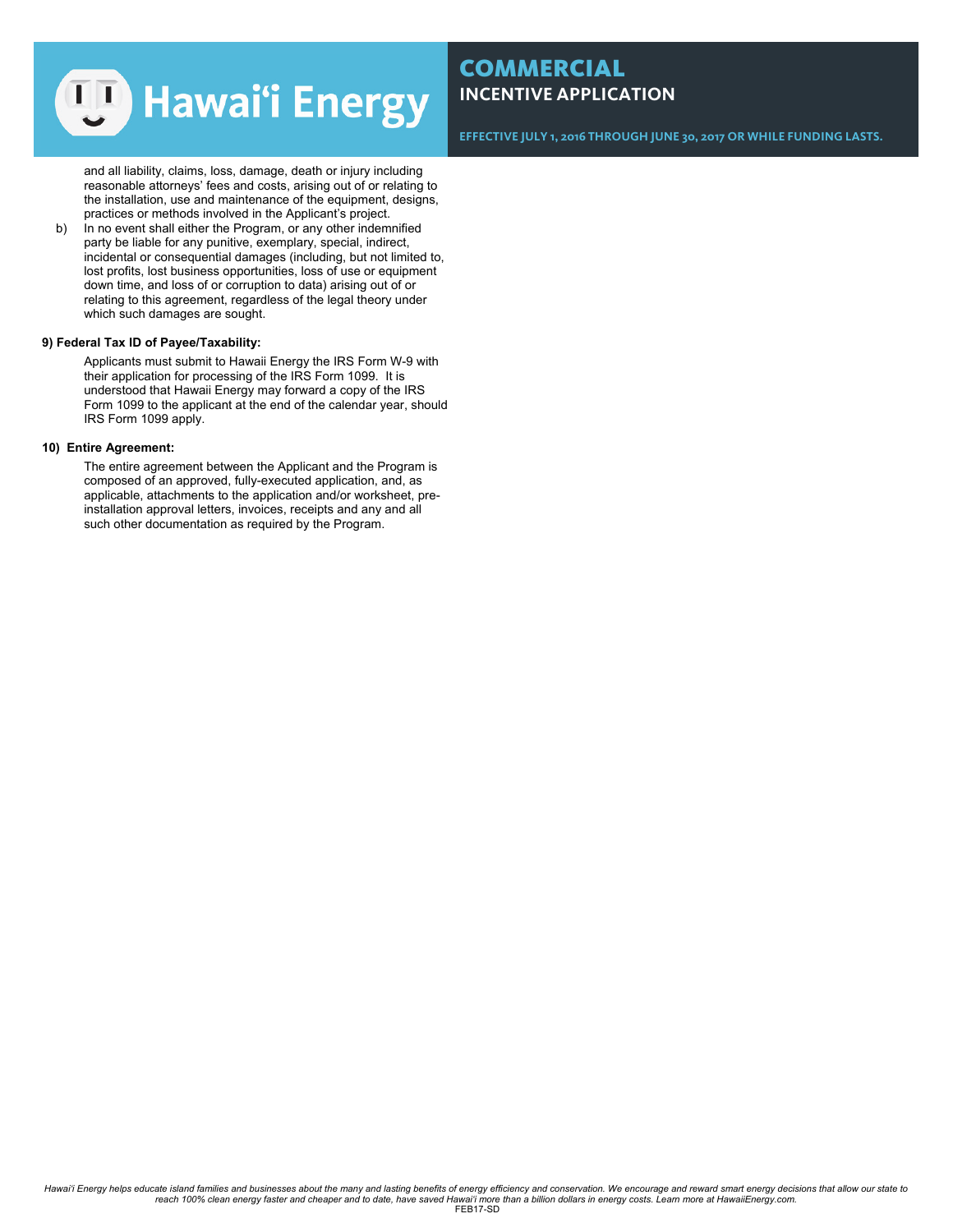and all liability, claims, loss, damage, death or injury including reasonable attorneys' fees and costs, arising out of or relating to the installation, use and maintenance of the equipment, designs, practices or methods involved in the Applicant's project.

b) In no event shall either the Program, or any other indemnified party be liable for any punitive, exemplary, special, indirect, incidental or consequential damages (including, but not limited to, lost profits, lost business opportunities, loss of use or equipment down time, and loss of or corruption to data) arising out of or relating to this agreement, regardless of the legal theory under which such damages are sought.

**9) Federal Tax ID of Payee/Taxability:**

Applicants must submit to Hawaii Energy the IRS Form W-9 with their application for processing of the IRS Form 1099. It is understood that Hawaii Energy may forward a copy of the IRS Form 1099 to the applicant at the end of the calendar year, should IRS Form 1099 apply.

**10) Entire Agreement:**

The entire agreement between the Applicant and the Program is composed of an approved, fully-executed application, and, as applicable, attachments to the application and/or worksheet, pre-installation approval letters, invoices, receipts and any and all such other documentation as required by the Program.